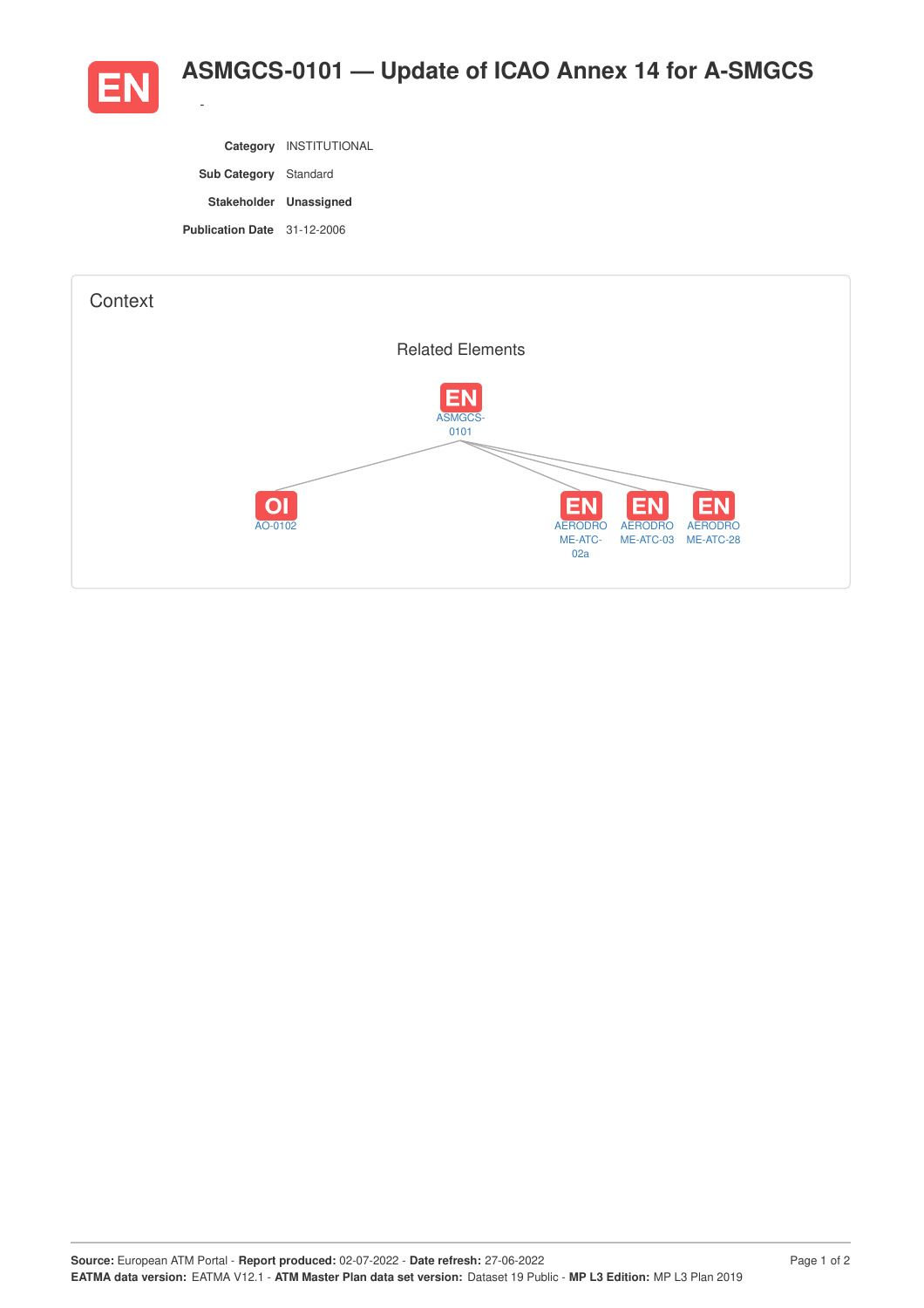# ASMGCS-0101 — Update of ICAO Annex 14 for A-SMGCS

-

**Category** INSTITUTIONAL

**Sub Category** Standard

**Stakeholder** **Unassigned**

**Publication Date** 31-12-2006

## Context

### Related Elements

EN ASMGCS-0101

- OI AO-0102
- EN AERODROME-ATC-02a
- EN AERODROME-ATC-03
- EN AERODROME-ATC-28

**Source:** European ATM Portal - **Report produced:** 02-07-2022 - **Date refresh:** 27-06-2022
**EATMA data version:** EATMA V12.1 - **ATM Master Plan data set version:** Dataset 19 Public - **MP L3 Edition:** MP L3 Plan 2019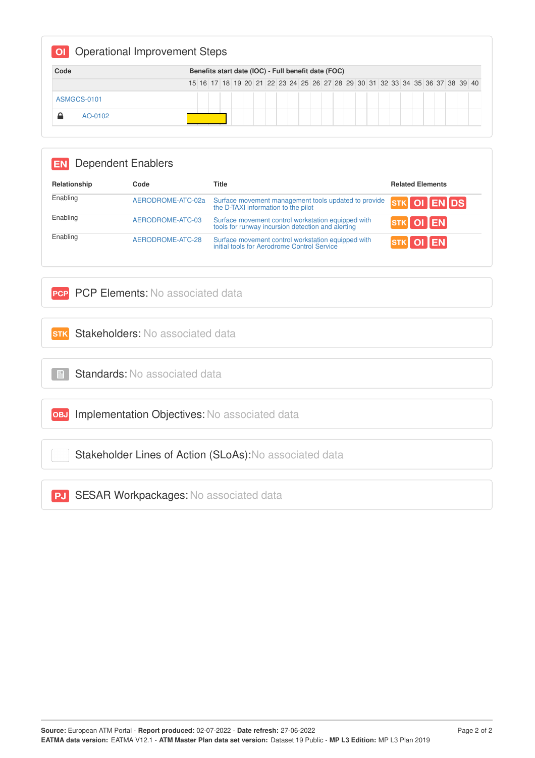## OI Operational Improvement Steps

| Code | Benefits start date (IOC) - Full benefit date (FOC) |
|---|---|
| | 15 16 17 18 19 20 21 22 23 24 25 26 27 28 29 30 31 32 33 34 35 36 37 38 39 40 |
| ASMGCS-0101 | |
| AO-0102 | |

## EN Dependent Enablers

| Relationship | Code | Title | Related Elements |
|---|---|---|---|
| Enabling | AERODROME-ATC-02a | Surface movement management tools updated to provide the D-TAXI information to the pilot | STK OI EN DS |
| Enabling | AERODROME-ATC-03 | Surface movement control workstation equipped with tools for runway incursion detection and alerting | STK OI EN |
| Enabling | AERODROME-ATC-28 | Surface movement control workstation equipped with initial tools for Aerodrome Control Service | STK OI EN |

## PCP PCP Elements: No associated data

## STK Stakeholders: No associated data

## Standards: No associated data

## OBJ Implementation Objectives: No associated data

## Stakeholder Lines of Action (SLoAs): No associated data

## PJ SESAR Workpackages: No associated data

**Source:** European ATM Portal - **Report produced:** 02-07-2022 - **Date refresh:** 27-06-2022
**EATMA data version:** EATMA V12.1 - **ATM Master Plan data set version:** Dataset 19 Public - **MP L3 Edition:** MP L3 Plan 2019